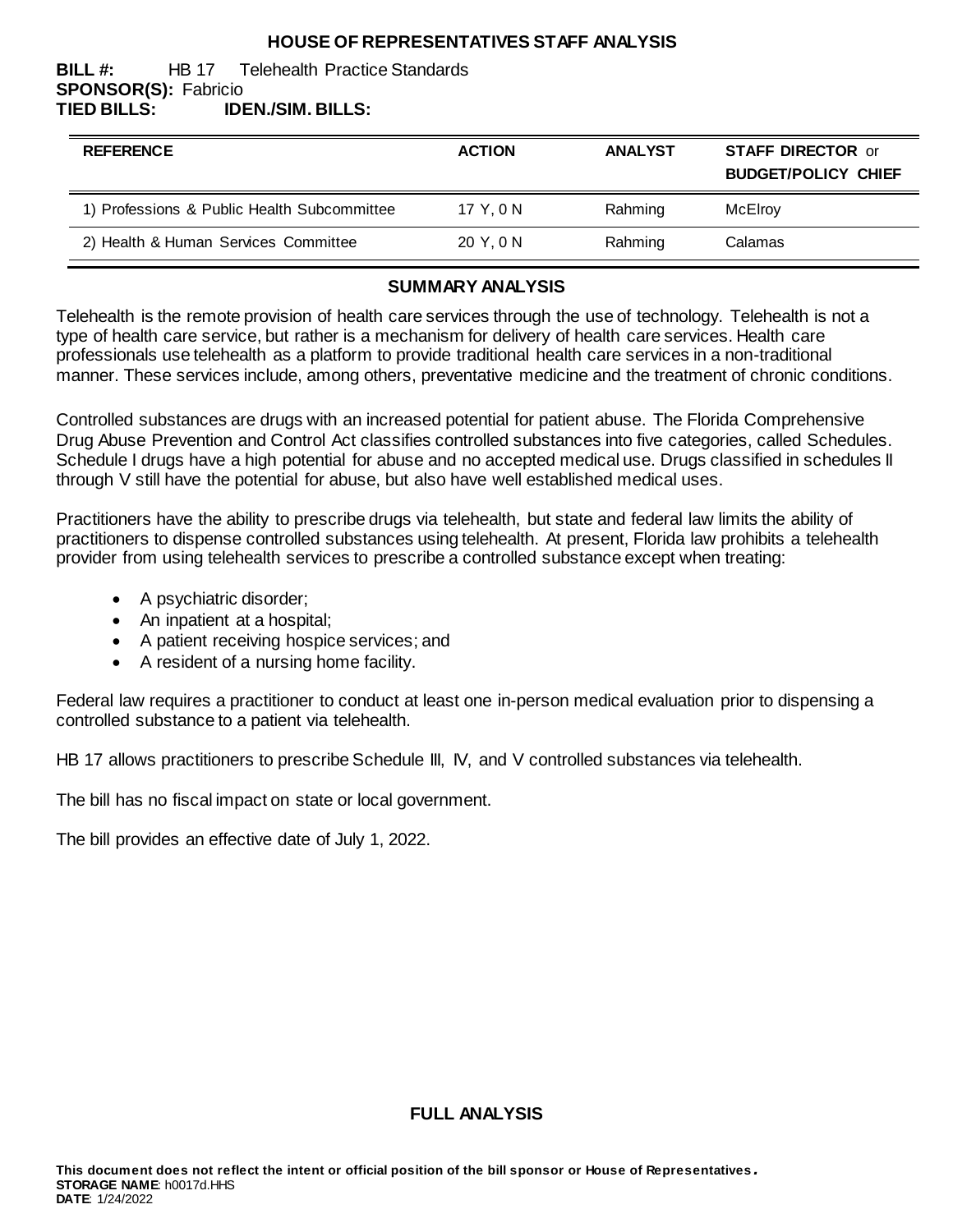# HOUSE OF REPRESENTATIVES STAFF ANALYSIS

**BILL #:** HB 17 Telehealth Practice Standards
**SPONSOR(S):** Fabricio
**TIED BILLS:** **IDEN./SIM. BILLS:**

| REFERENCE | ACTION | ANALYST | STAFF DIRECTOR or BUDGET/POLICY CHIEF |
|---|---|---|---|
| 1) Professions & Public Health Subcommittee | 17 Y, 0 N | Rahming | McElroy |
| 2) Health & Human Services Committee | 20 Y, 0 N | Rahming | Calamas |

## SUMMARY ANALYSIS

Telehealth is the remote provision of health care services through the use of technology. Telehealth is not a type of health care service, but rather is a mechanism for delivery of health care services. Health care professionals use telehealth as a platform to provide traditional health care services in a non-traditional manner. These services include, among others, preventative medicine and the treatment of chronic conditions.

Controlled substances are drugs with an increased potential for patient abuse. The Florida Comprehensive Drug Abuse Prevention and Control Act classifies controlled substances into five categories, called Schedules. Schedule I drugs have a high potential for abuse and no accepted medical use. Drugs classified in schedules II through V still have the potential for abuse, but also have well established medical uses.

Practitioners have the ability to prescribe drugs via telehealth, but state and federal law limits the ability of practitioners to dispense controlled substances using telehealth. At present, Florida law prohibits a telehealth provider from using telehealth services to prescribe a controlled substance except when treating:

- A psychiatric disorder;
- An inpatient at a hospital;
- A patient receiving hospice services; and
- A resident of a nursing home facility.

Federal law requires a practitioner to conduct at least one in-person medical evaluation prior to dispensing a controlled substance to a patient via telehealth.

HB 17 allows practitioners to prescribe Schedule III, IV, and V controlled substances via telehealth.

The bill has no fiscal impact on state or local government.

The bill provides an effective date of July 1, 2022.

## FULL ANALYSIS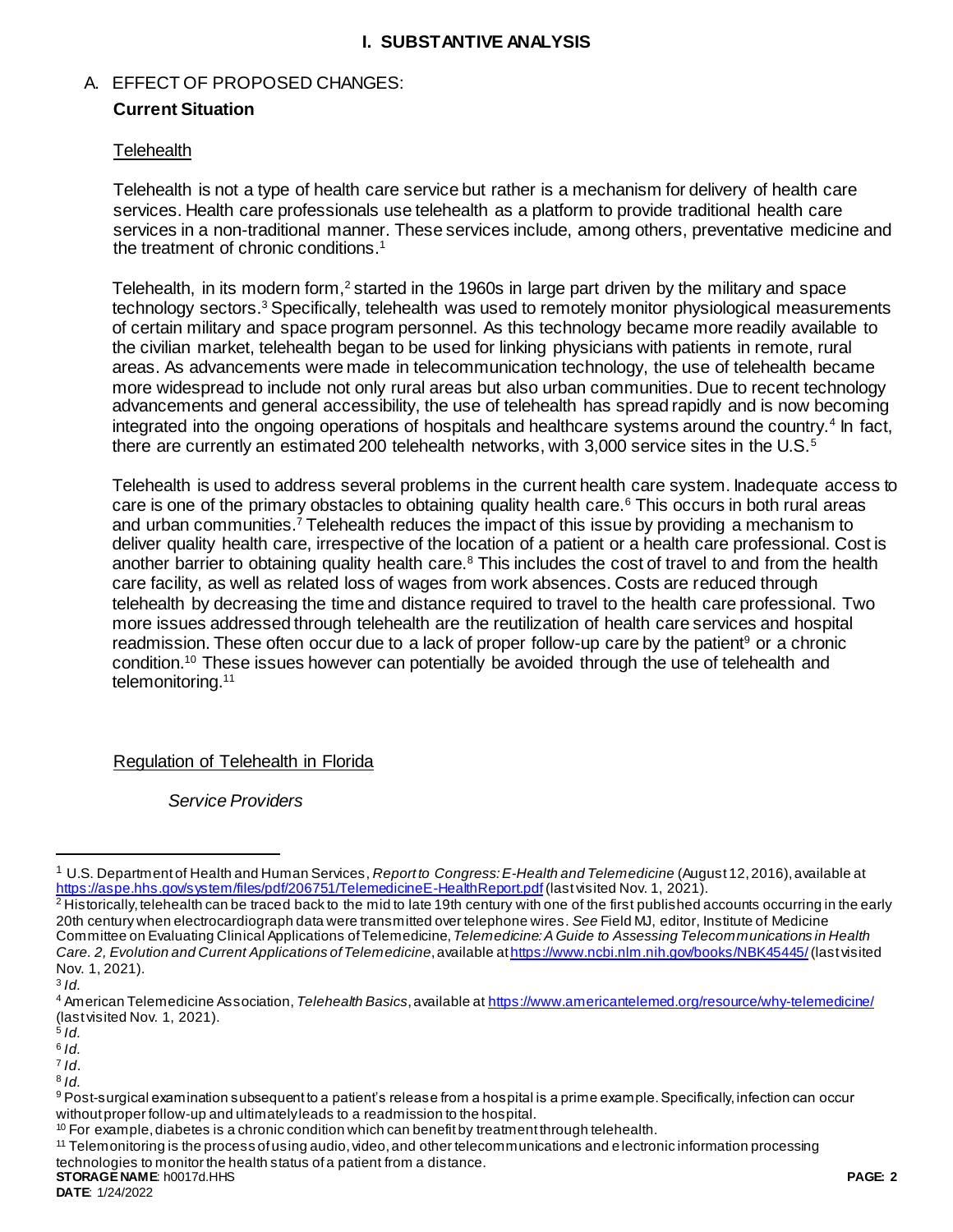# I. SUBSTANTIVE ANALYSIS

## A. EFFECT OF PROPOSED CHANGES:

### Current Situation

Telehealth

Telehealth is not a type of health care service but rather is a mechanism for delivery of health care services. Health care professionals use telehealth as a platform to provide traditional health care services in a non-traditional manner. These services include, among others, preventative medicine and the treatment of chronic conditions.[1]

Telehealth, in its modern form,[2] started in the 1960s in large part driven by the military and space technology sectors.[3] Specifically, telehealth was used to remotely monitor physiological measurements of certain military and space program personnel. As this technology became more readily available to the civilian market, telehealth began to be used for linking physicians with patients in remote, rural areas. As advancements were made in telecommunication technology, the use of telehealth became more widespread to include not only rural areas but also urban communities. Due to recent technology advancements and general accessibility, the use of telehealth has spread rapidly and is now becoming integrated into the ongoing operations of hospitals and healthcare systems around the country.[4] In fact, there are currently an estimated 200 telehealth networks, with 3,000 service sites in the U.S.[5]

Telehealth is used to address several problems in the current health care system. Inadequate access to care is one of the primary obstacles to obtaining quality health care.[6] This occurs in both rural areas and urban communities.[7] Telehealth reduces the impact of this issue by providing a mechanism to deliver quality health care, irrespective of the location of a patient or a health care professional. Cost is another barrier to obtaining quality health care.[8] This includes the cost of travel to and from the health care facility, as well as related loss of wages from work absences. Costs are reduced through telehealth by decreasing the time and distance required to travel to the health care professional. Two more issues addressed through telehealth are the reutilization of health care services and hospital readmission. These often occur due to a lack of proper follow-up care by the patient[9] or a chronic condition.[10] These issues however can potentially be avoided through the use of telehealth and telemonitoring.[11]

Regulation of Telehealth in Florida

*Service Providers*

---

[1] U.S. Department of Health and Human Services, *Report to Congress: E-Health and Telemedicine* (August 12, 2016), available at https://aspe.hhs.gov/system/files/pdf/206751/TelemedicineE-HealthReport.pdf (last visited Nov. 1, 2021).

[2] Historically, telehealth can be traced back to the mid to late 19th century with one of the first published accounts occurring in the early 20th century when electrocardiograph data were transmitted over telephone wires. *See* Field MJ, editor, Institute of Medicine Committee on Evaluating Clinical Applications of Telemedicine, *Telemedicine: A Guide to Assessing Telecommunications in Health Care. 2, Evolution and Current Applications of Telemedicine*, available at https://www.ncbi.nlm.nih.gov/books/NBK45445/ (last visited Nov. 1, 2021).

[3] *Id.*

[4] American Telemedicine Association, *Telehealth Basics*, available at https://www.americantelemed.org/resource/why-telemedicine/ (last visited Nov. 1, 2021).

[5] *Id.*

[6] *Id.*

[7] *Id.*

[8] *Id.*

[9] Post-surgical examination subsequent to a patient's release from a hospital is a prime example. Specifically, infection can occur without proper follow-up and ultimately leads to a readmission to the hospital.

[10] For example, diabetes is a chronic condition which can benefit by treatment through telehealth.

[11] Telemonitoring is the process of using audio, video, and other telecommunications and electronic information processing technologies to monitor the health status of a patient from a distance.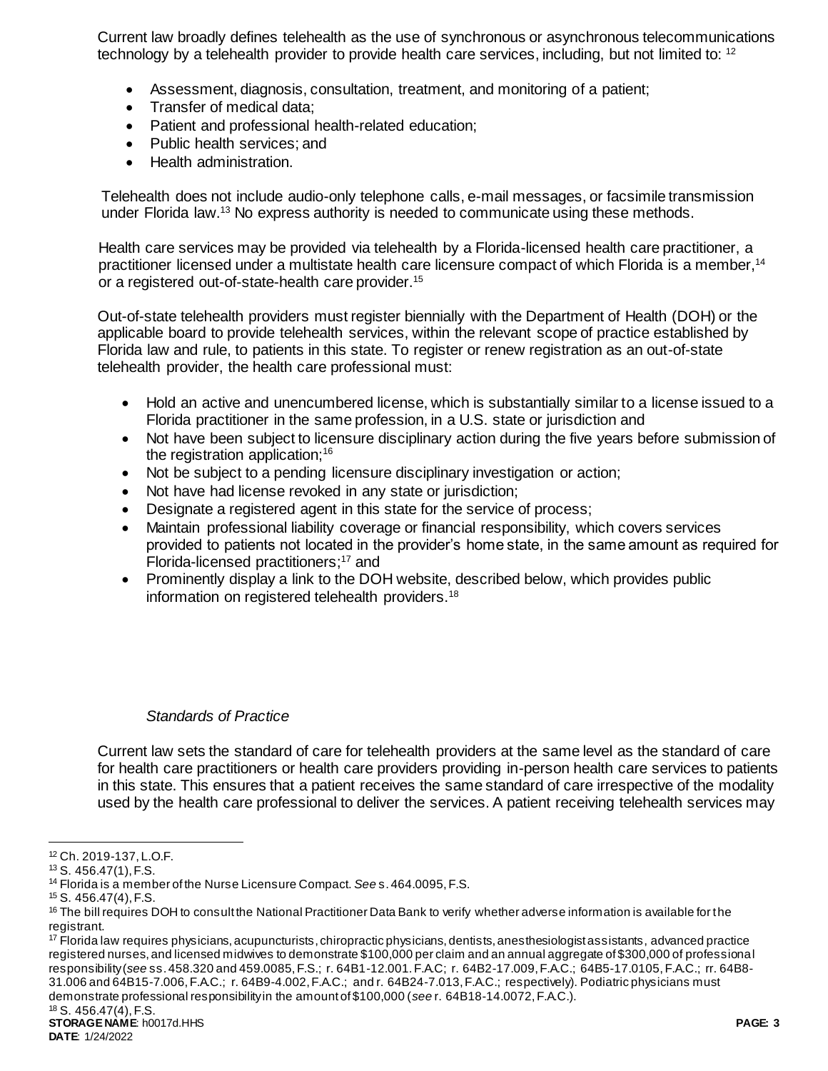Current law broadly defines telehealth as the use of synchronous or asynchronous telecommunications technology by a telehealth provider to provide health care services, including, but not limited to: [12]

- Assessment, diagnosis, consultation, treatment, and monitoring of a patient;
- Transfer of medical data;
- Patient and professional health-related education;
- Public health services; and
- Health administration.

Telehealth does not include audio-only telephone calls, e-mail messages, or facsimile transmission under Florida law.[13] No express authority is needed to communicate using these methods.

Health care services may be provided via telehealth by a Florida-licensed health care practitioner, a practitioner licensed under a multistate health care licensure compact of which Florida is a member,[14] or a registered out-of-state-health care provider.[15]

Out-of-state telehealth providers must register biennially with the Department of Health (DOH) or the applicable board to provide telehealth services, within the relevant scope of practice established by Florida law and rule, to patients in this state. To register or renew registration as an out-of-state telehealth provider, the health care professional must:

- Hold an active and unencumbered license, which is substantially similar to a license issued to a Florida practitioner in the same profession, in a U.S. state or jurisdiction and
- Not have been subject to licensure disciplinary action during the five years before submission of the registration application;[16]
- Not be subject to a pending licensure disciplinary investigation or action;
- Not have had license revoked in any state or jurisdiction;
- Designate a registered agent in this state for the service of process;
- Maintain professional liability coverage or financial responsibility, which covers services provided to patients not located in the provider's home state, in the same amount as required for Florida-licensed practitioners;[17] and
- Prominently display a link to the DOH website, described below, which provides public information on registered telehealth providers.[18]

*Standards of Practice*

Current law sets the standard of care for telehealth providers at the same level as the standard of care for health care practitioners or health care providers providing in-person health care services to patients in this state. This ensures that a patient receives the same standard of care irrespective of the modality used by the health care professional to deliver the services. A patient receiving telehealth services may

---

[12] Ch. 2019-137, L.O.F.

[13] S. 456.47(1), F.S.

[14] Florida is a member of the Nurse Licensure Compact. *See* s. 464.0095, F.S.

[15] S. 456.47(4), F.S.

[16] The bill requires DOH to consult the National Practitioner Data Bank to verify whether adverse information is available for the registrant.

[17] Florida law requires physicians, acupuncturists, chiropractic physicians, dentists, anesthesiologist assistants, advanced practice registered nurses, and licensed midwives to demonstrate $100,000 per claim and an annual aggregate of $300,000 of professional responsibility (*see* ss. 458.320 and 459.0085, F.S.; r. 64B1-12.001. F.AC; r. 64B2-17.009, F.A.C.; 64B5-17.0105, F.A.C.; rr. 64B8-31.006 and 64B15-7.006, F.A.C.; r. 64B9-4.002, F.A.C.; and r. 64B24-7.013, F.A.C.; respectively). Podiatric physicians must demonstrate professional responsibility in the amount of $100,000 (*see* r. 64B18-14.0072, F.A.C.).

[18] S. 456.47(4), F.S.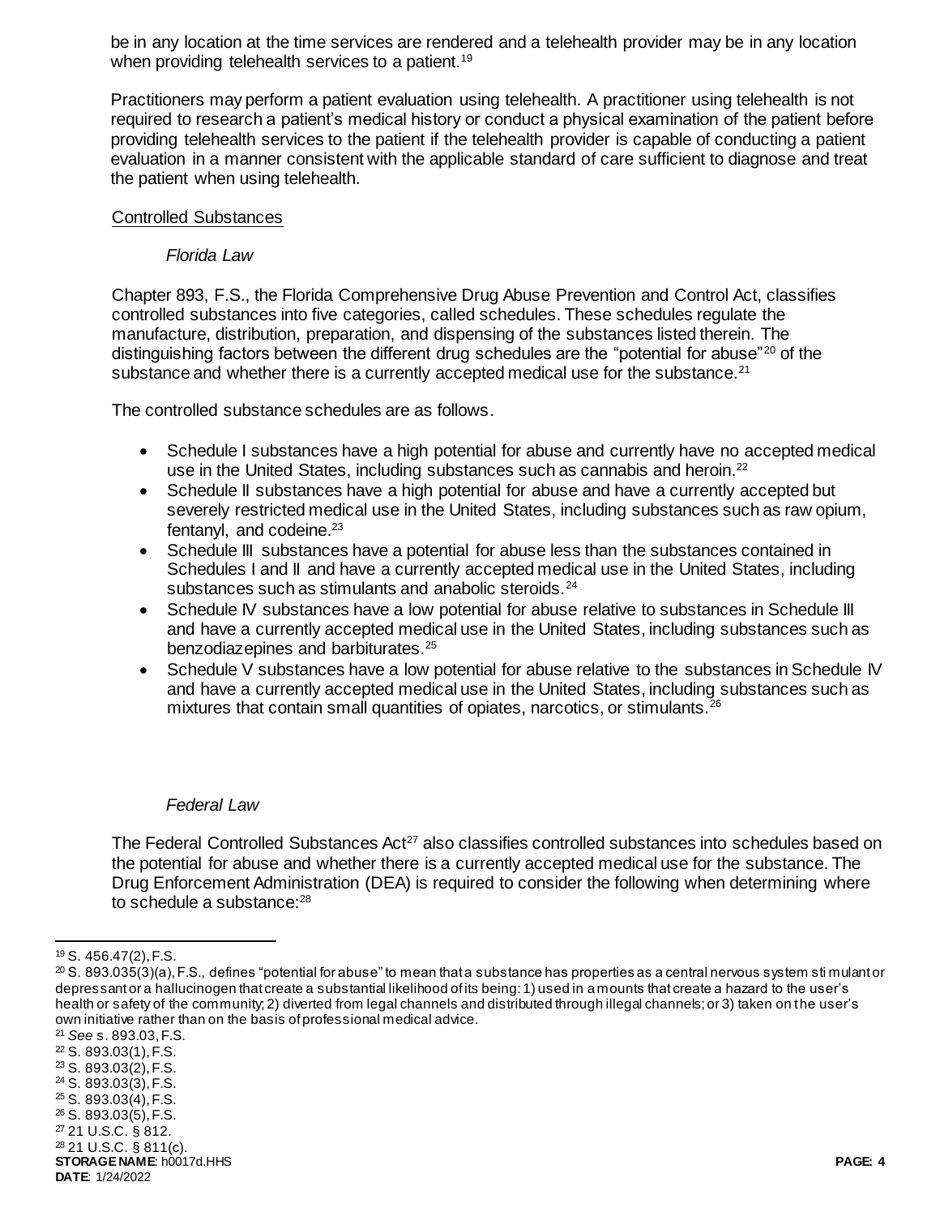be in any location at the time services are rendered and a telehealth provider may be in any location when providing telehealth services to a patient.[19]

Practitioners may perform a patient evaluation using telehealth. A practitioner using telehealth is not required to research a patient's medical history or conduct a physical examination of the patient before providing telehealth services to the patient if the telehealth provider is capable of conducting a patient evaluation in a manner consistent with the applicable standard of care sufficient to diagnose and treat the patient when using telehealth.

<u>Controlled Substances</u>

*Florida Law*

Chapter 893, F.S., the Florida Comprehensive Drug Abuse Prevention and Control Act, classifies controlled substances into five categories, called schedules. These schedules regulate the manufacture, distribution, preparation, and dispensing of the substances listed therein. The distinguishing factors between the different drug schedules are the "potential for abuse"[20] of the substance and whether there is a currently accepted medical use for the substance.[21]

The controlled substance schedules are as follows.

- Schedule I substances have a high potential for abuse and currently have no accepted medical use in the United States, including substances such as cannabis and heroin.[22]
- Schedule II substances have a high potential for abuse and have a currently accepted but severely restricted medical use in the United States, including substances such as raw opium, fentanyl, and codeine.[23]
- Schedule III substances have a potential for abuse less than the substances contained in Schedules I and II and have a currently accepted medical use in the United States, including substances such as stimulants and anabolic steroids.[24]
- Schedule IV substances have a low potential for abuse relative to substances in Schedule III and have a currently accepted medical use in the United States, including substances such as benzodiazepines and barbiturates.[25]
- Schedule V substances have a low potential for abuse relative to the substances in Schedule IV and have a currently accepted medical use in the United States, including substances such as mixtures that contain small quantities of opiates, narcotics, or stimulants.[26]

*Federal Law*

The Federal Controlled Substances Act[27] also classifies controlled substances into schedules based on the potential for abuse and whether there is a currently accepted medical use for the substance. The Drug Enforcement Administration (DEA) is required to consider the following when determining where to schedule a substance:[28]

---

[19] S. 456.47(2), F.S.

[20] S. 893.035(3)(a), F.S., defines "potential for abuse" to mean that a substance has properties as a central nervous system stimulant or depressant or a hallucinogen that create a substantial likelihood of its being: 1) used in amounts that create a hazard to the user's health or safety of the community; 2) diverted from legal channels and distributed through illegal channels; or 3) taken on the user's own initiative rather than on the basis of professional medical advice.

[21] *See* s. 893.03, F.S.

[22] S. 893.03(1), F.S.

[23] S. 893.03(2), F.S.

[24] S. 893.03(3), F.S.

[25] S. 893.03(4), F.S.

[26] S. 893.03(5), F.S.

[27] 21 U.S.C. § 812.

[28] 21 U.S.C. § 811(c).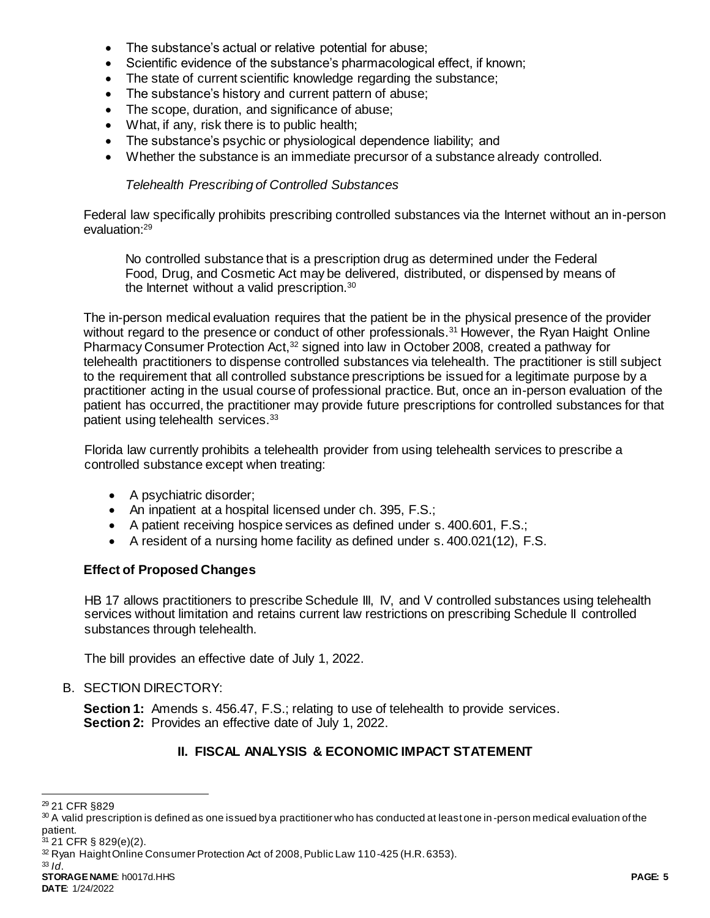- The substance's actual or relative potential for abuse;
- Scientific evidence of the substance's pharmacological effect, if known;
- The state of current scientific knowledge regarding the substance;
- The substance's history and current pattern of abuse;
- The scope, duration, and significance of abuse;
- What, if any, risk there is to public health;
- The substance's psychic or physiological dependence liability; and
- Whether the substance is an immediate precursor of a substance already controlled.

*Telehealth Prescribing of Controlled Substances*

Federal law specifically prohibits prescribing controlled substances via the Internet without an in-person evaluation:[29]

> No controlled substance that is a prescription drug as determined under the Federal Food, Drug, and Cosmetic Act may be delivered, distributed, or dispensed by means of the Internet without a valid prescription.[30]

The in-person medical evaluation requires that the patient be in the physical presence of the provider without regard to the presence or conduct of other professionals.[31] However, the Ryan Haight Online Pharmacy Consumer Protection Act,[32] signed into law in October 2008, created a pathway for telehealth practitioners to dispense controlled substances via telehealth. The practitioner is still subject to the requirement that all controlled substance prescriptions be issued for a legitimate purpose by a practitioner acting in the usual course of professional practice. But, once an in-person evaluation of the patient has occurred, the practitioner may provide future prescriptions for controlled substances for that patient using telehealth services.[33]

Florida law currently prohibits a telehealth provider from using telehealth services to prescribe a controlled substance except when treating:

- A psychiatric disorder;
- An inpatient at a hospital licensed under ch. 395, F.S.;
- A patient receiving hospice services as defined under s. 400.601, F.S.;
- A resident of a nursing home facility as defined under s. 400.021(12), F.S.

### Effect of Proposed Changes

HB 17 allows practitioners to prescribe Schedule III, IV, and V controlled substances using telehealth services without limitation and retains current law restrictions on prescribing Schedule II controlled substances through telehealth.

The bill provides an effective date of July 1, 2022.

B. SECTION DIRECTORY:

**Section 1:** Amends s. 456.47, F.S.; relating to use of telehealth to provide services.
**Section 2:** Provides an effective date of July 1, 2022.

## II. FISCAL ANALYSIS & ECONOMIC IMPACT STATEMENT

---

[29] 21 CFR §829

[30] A valid prescription is defined as one issued by a practitioner who has conducted at least one in-person medical evaluation of the patient.

[31] 21 CFR § 829(e)(2).

[32] Ryan Haight Online Consumer Protection Act of 2008, Public Law 110-425 (H.R. 6353).

[33] *Id.*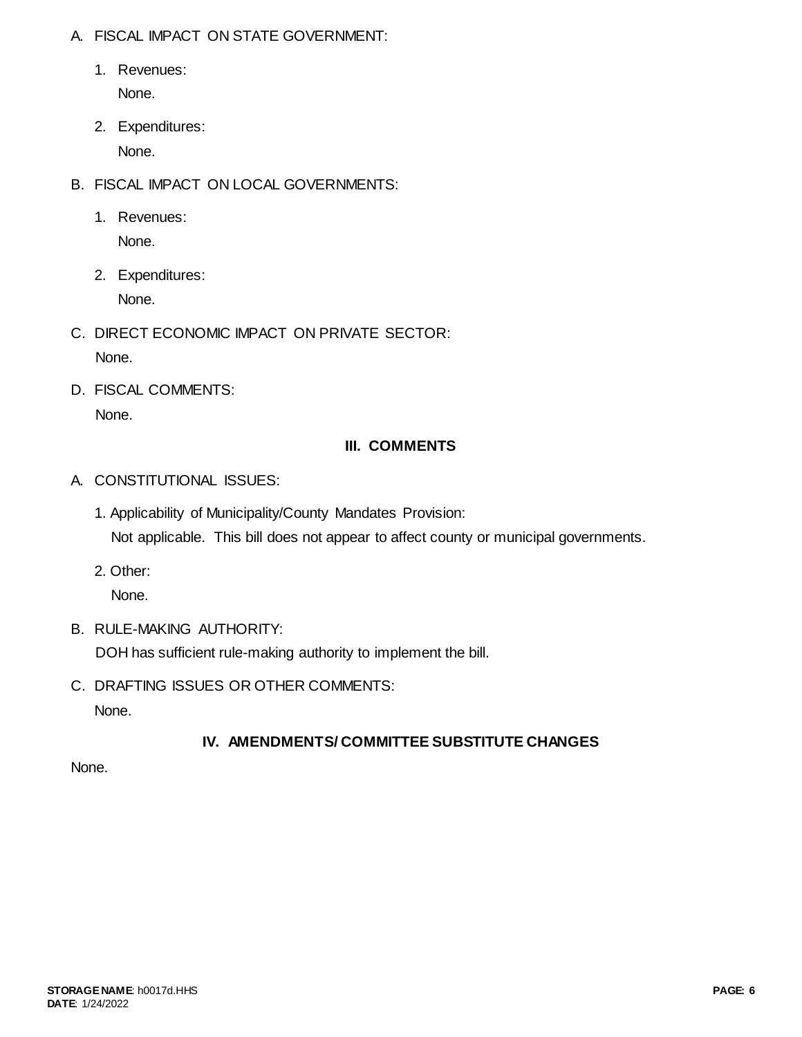A. FISCAL IMPACT ON STATE GOVERNMENT:

1. Revenues:

   None.

2. Expenditures:

   None.

B. FISCAL IMPACT ON LOCAL GOVERNMENTS:

1. Revenues:

   None.

2. Expenditures:

   None.

C. DIRECT ECONOMIC IMPACT ON PRIVATE SECTOR:

   None.

D. FISCAL COMMENTS:

   None.

## III. COMMENTS

A. CONSTITUTIONAL ISSUES:

1. Applicability of Municipality/County Mandates Provision:

   Not applicable. This bill does not appear to affect county or municipal governments.

2. Other:

   None.

B. RULE-MAKING AUTHORITY:

   DOH has sufficient rule-making authority to implement the bill.

C. DRAFTING ISSUES OR OTHER COMMENTS:

   None.

## IV. AMENDMENTS/ COMMITTEE SUBSTITUTE CHANGES

None.